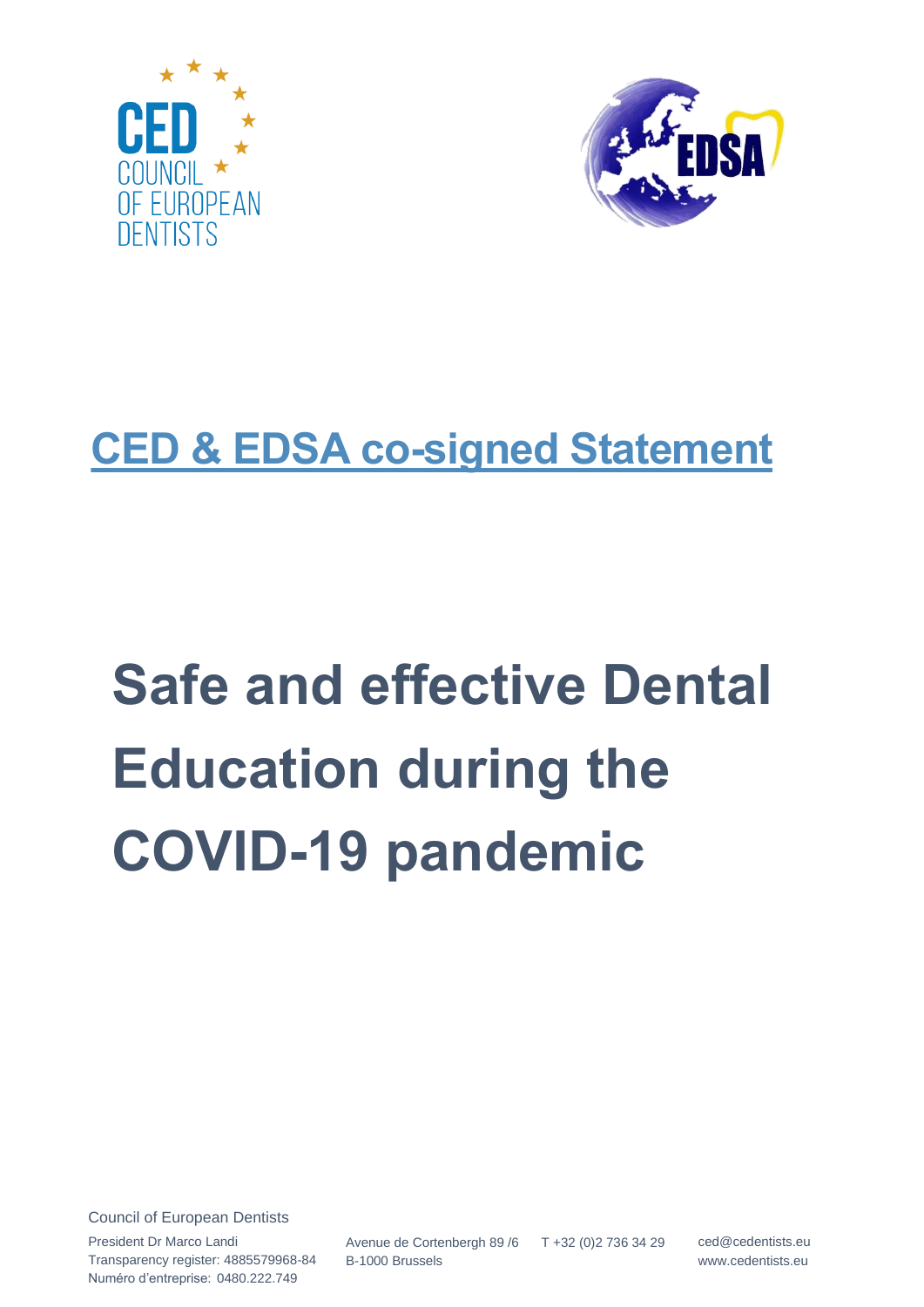## CED & EDSA co-signed Statement

# Safe and effective Dental Education during the COVID-19 pandemic

Council of European Dentists

President Dr Marco Landi
Transparency register: 4885579968-84
Numéro d'entreprise: 0480.222.749

Avenue de Cortenbergh 89 /6
B-1000 Brussels

T +32 (0)2 736 34 29

ced@cedentists.eu
www.cedentists.eu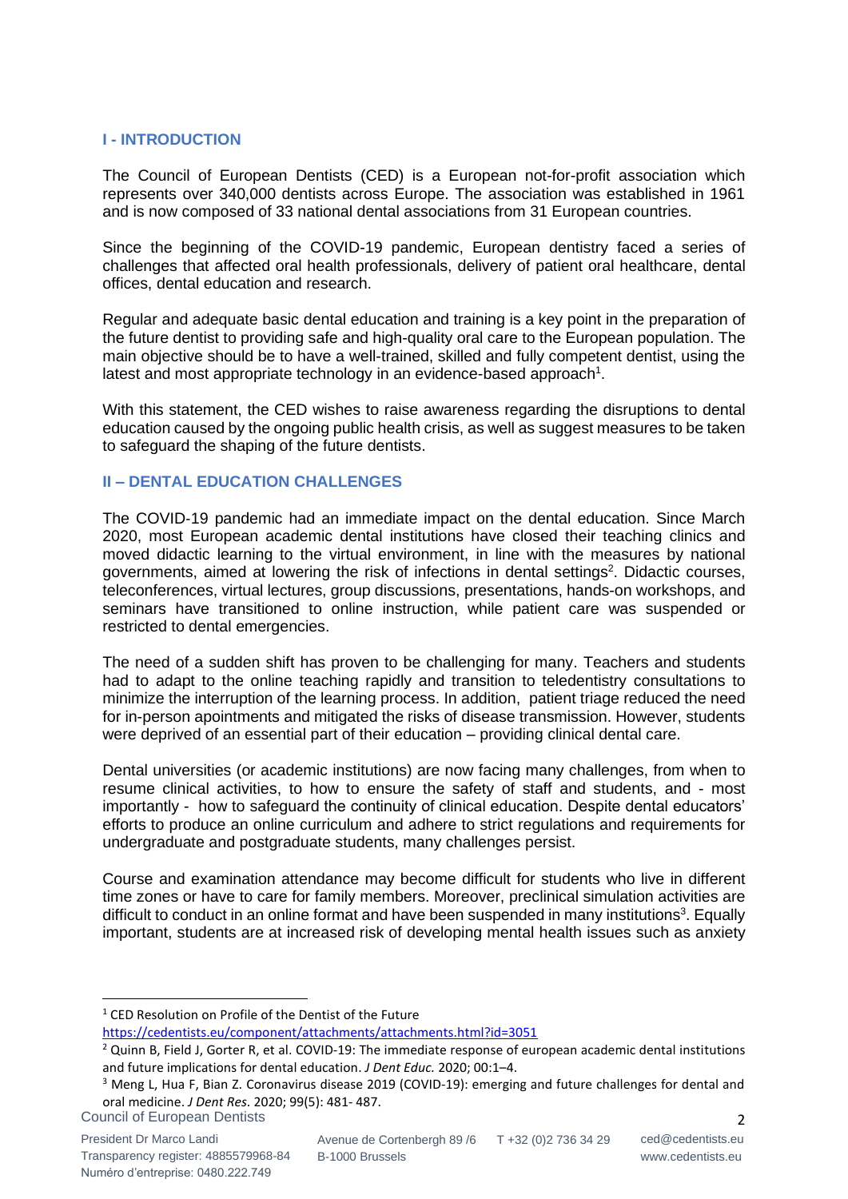## I - INTRODUCTION

The Council of European Dentists (CED) is a European not-for-profit association which represents over 340,000 dentists across Europe. The association was established in 1961 and is now composed of 33 national dental associations from 31 European countries.

Since the beginning of the COVID-19 pandemic, European dentistry faced a series of challenges that affected oral health professionals, delivery of patient oral healthcare, dental offices, dental education and research.

Regular and adequate basic dental education and training is a key point in the preparation of the future dentist to providing safe and high-quality oral care to the European population. The main objective should be to have a well-trained, skilled and fully competent dentist, using the latest and most appropriate technology in an evidence-based approach[1].

With this statement, the CED wishes to raise awareness regarding the disruptions to dental education caused by the ongoing public health crisis, as well as suggest measures to be taken to safeguard the shaping of the future dentists.

## II – DENTAL EDUCATION CHALLENGES

The COVID-19 pandemic had an immediate impact on the dental education. Since March 2020, most European academic dental institutions have closed their teaching clinics and moved didactic learning to the virtual environment, in line with the measures by national governments, aimed at lowering the risk of infections in dental settings[2]. Didactic courses, teleconferences, virtual lectures, group discussions, presentations, hands-on workshops, and seminars have transitioned to online instruction, while patient care was suspended or restricted to dental emergencies.

The need of a sudden shift has proven to be challenging for many. Teachers and students had to adapt to the online teaching rapidly and transition to teledentistry consultations to minimize the interruption of the learning process. In addition, patient triage reduced the need for in-person apointments and mitigated the risks of disease transmission. However, students were deprived of an essential part of their education – providing clinical dental care.

Dental universities (or academic institutions) are now facing many challenges, from when to resume clinical activities, to how to ensure the safety of staff and students, and - most importantly - how to safeguard the continuity of clinical education. Despite dental educators' efforts to produce an online curriculum and adhere to strict regulations and requirements for undergraduate and postgraduate students, many challenges persist.

Course and examination attendance may become difficult for students who live in different time zones or have to care for family members. Moreover, preclinical simulation activities are difficult to conduct in an online format and have been suspended in many institutions[3]. Equally important, students are at increased risk of developing mental health issues such as anxiety

---

[1] CED Resolution on Profile of the Dentist of the Future https://cedentists.eu/component/attachments/attachments.html?id=3051

[2] Quinn B, Field J, Gorter R, et al. COVID-19: The immediate response of european academic dental institutions and future implications for dental education. *J Dent Educ.* 2020; 00:1–4.

[3] Meng L, Hua F, Bian Z. Coronavirus disease 2019 (COVID-19): emerging and future challenges for dental and oral medicine. *J Dent Res.* 2020; 99(5): 481- 487.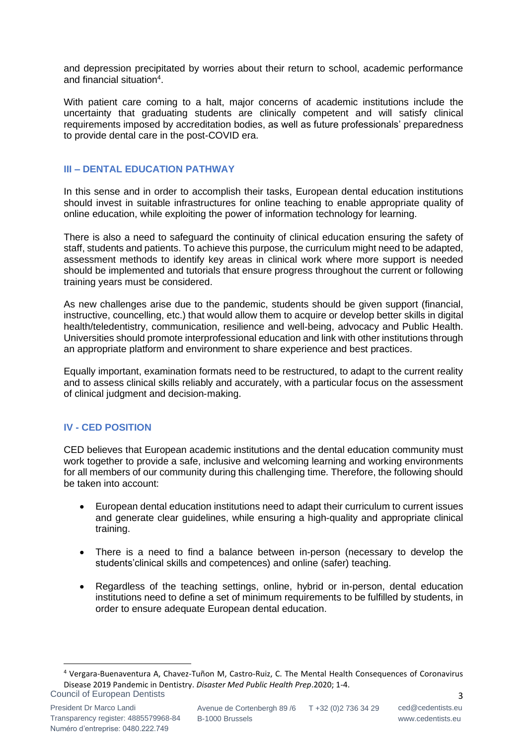and depression precipitated by worries about their return to school, academic performance and financial situation[4].

With patient care coming to a halt, major concerns of academic institutions include the uncertainty that graduating students are clinically competent and will satisfy clinical requirements imposed by accreditation bodies, as well as future professionals' preparedness to provide dental care in the post-COVID era.

## III – DENTAL EDUCATION PATHWAY

In this sense and in order to accomplish their tasks, European dental education institutions should invest in suitable infrastructures for online teaching to enable appropriate quality of online education, while exploiting the power of information technology for learning.

There is also a need to safeguard the continuity of clinical education ensuring the safety of staff, students and patients. To achieve this purpose, the curriculum might need to be adapted, assessment methods to identify key areas in clinical work where more support is needed should be implemented and tutorials that ensure progress throughout the current or following training years must be considered.

As new challenges arise due to the pandemic, students should be given support (financial, instructive, councelling, etc.) that would allow them to acquire or develop better skills in digital health/teledentistry, communication, resilience and well-being, advocacy and Public Health. Universities should promote interprofessional education and link with other institutions through an appropriate platform and environment to share experience and best practices.

Equally important, examination formats need to be restructured, to adapt to the current reality and to assess clinical skills reliably and accurately, with a particular focus on the assessment of clinical judgment and decision-making.

## IV - CED POSITION

CED believes that European academic institutions and the dental education community must work together to provide a safe, inclusive and welcoming learning and working environments for all members of our community during this challenging time. Therefore, the following should be taken into account:

- European dental education institutions need to adapt their curriculum to current issues and generate clear guidelines, while ensuring a high-quality and appropriate clinical training.
- There is a need to find a balance between in-person (necessary to develop the students'clinical skills and competences) and online (safer) teaching.
- Regardless of the teaching settings, online, hybrid or in-person, dental education institutions need to define a set of minimum requirements to be fulfilled by students, in order to ensure adequate European dental education.

[4] Vergara-Buenaventura A, Chavez-Tuñon M, Castro-Ruiz, C. The Mental Health Consequences of Coronavirus Disease 2019 Pandemic in Dentistry. *Disaster Med Public Health Prep*.2020; 1-4.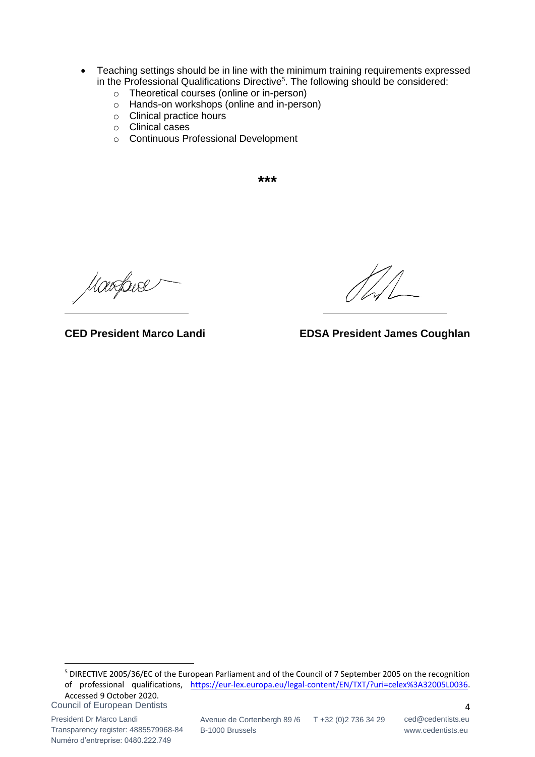- Teaching settings should be in line with the minimum training requirements expressed in the Professional Qualifications Directive[5]. The following should be considered:
  - Theoretical courses (online or in-person)
  - Hands-on workshops (online and in-person)
  - Clinical practice hours
  - Clinical cases
  - Continuous Professional Development

***

**CED President Marco Landi**

**EDSA President James Coughlan**

---

[5] DIRECTIVE 2005/36/EC of the European Parliament and of the Council of 7 September 2005 on the recognition of professional qualifications, https://eur-lex.europa.eu/legal-content/EN/TXT/?uri=celex%3A32005L0036. Accessed 9 October 2020.

Council of European Dentists

President Dr Marco Landi
Transparency register: 4885579968-84
Numéro d'entreprise: 0480.222.749

Avenue de Cortenbergh 89 /6
B-1000 Brussels

T +32 (0)2 736 34 29

ced@cedentists.eu
www.cedentists.eu